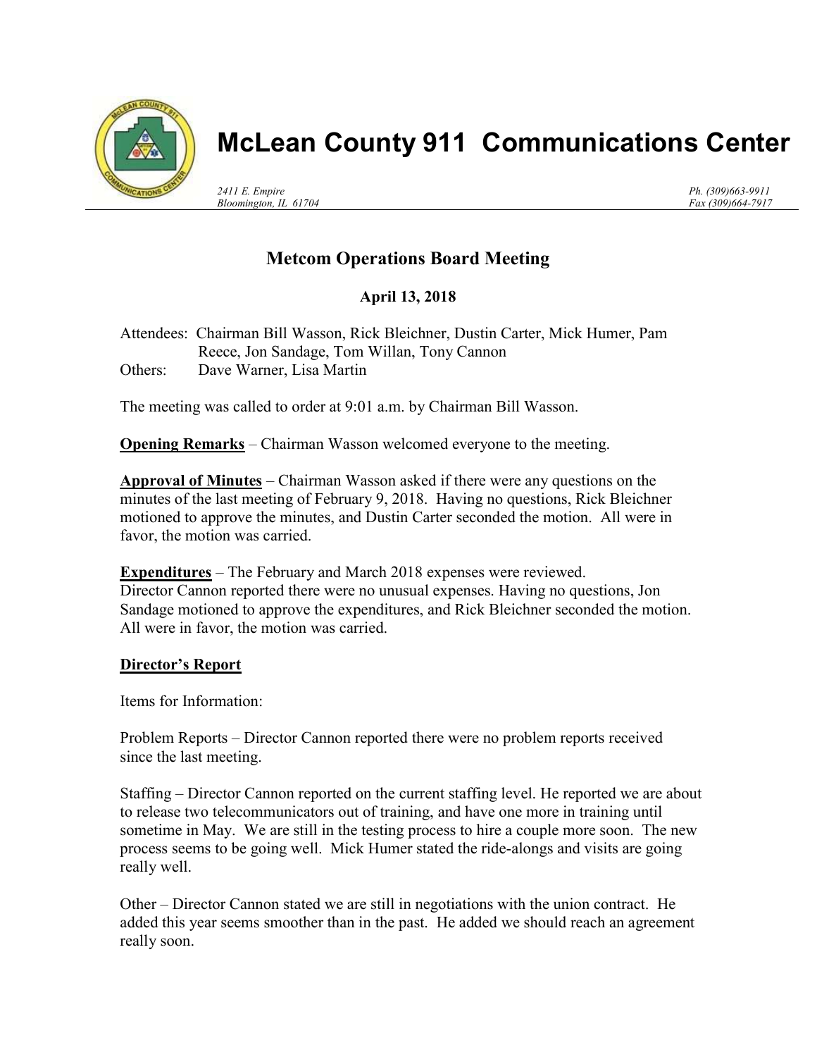# McLean County 911 Communications Center

*2411 E. Empire*
*Bloomington, IL 61704*

*Ph. (309)663-9911*
*Fax (309)664-7917*

## Metcom Operations Board Meeting

**April 13, 2018**

Attendees: Chairman Bill Wasson, Rick Bleichner, Dustin Carter, Mick Humer, Pam Reece, Jon Sandage, Tom Willan, Tony Cannon
Others: Dave Warner, Lisa Martin

The meeting was called to order at 9:01 a.m. by Chairman Bill Wasson.

**Opening Remarks** – Chairman Wasson welcomed everyone to the meeting.

**Approval of Minutes** – Chairman Wasson asked if there were any questions on the minutes of the last meeting of February 9, 2018. Having no questions, Rick Bleichner motioned to approve the minutes, and Dustin Carter seconded the motion. All were in favor, the motion was carried.

**Expenditures** – The February and March 2018 expenses were reviewed. Director Cannon reported there were no unusual expenses. Having no questions, Jon Sandage motioned to approve the expenditures, and Rick Bleichner seconded the motion. All were in favor, the motion was carried.

**Director's Report**

Items for Information:

Problem Reports – Director Cannon reported there were no problem reports received since the last meeting.

Staffing – Director Cannon reported on the current staffing level. He reported we are about to release two telecommunicators out of training, and have one more in training until sometime in May. We are still in the testing process to hire a couple more soon. The new process seems to be going well. Mick Humer stated the ride-alongs and visits are going really well.

Other – Director Cannon stated we are still in negotiations with the union contract. He added this year seems smoother than in the past. He added we should reach an agreement really soon.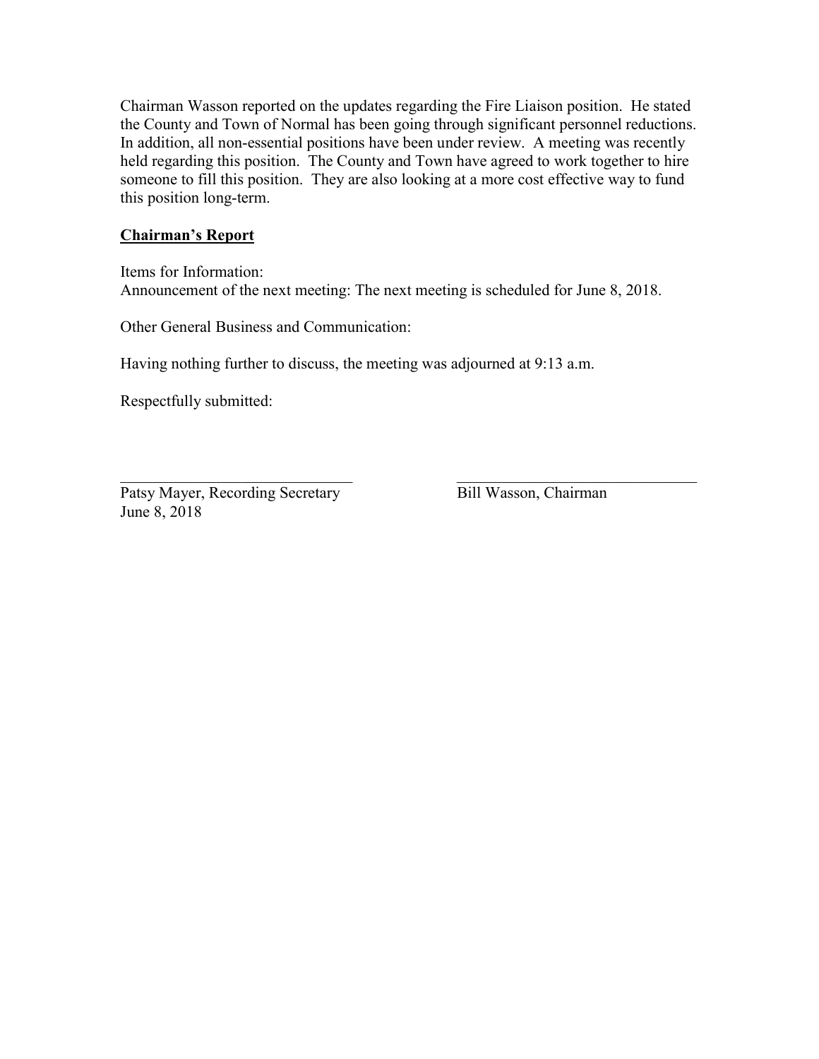Chairman Wasson reported on the updates regarding the Fire Liaison position. He stated the County and Town of Normal has been going through significant personnel reductions. In addition, all non-essential positions have been under review. A meeting was recently held regarding this position. The County and Town have agreed to work together to hire someone to fill this position. They are also looking at a more cost effective way to fund this position long-term.

**Chairman's Report**

Items for Information:
Announcement of the next meeting: The next meeting is scheduled for June 8, 2018.

Other General Business and Communication:

Having nothing further to discuss, the meeting was adjourned at 9:13 a.m.

Respectfully submitted:

| | |
|---|---|
| _____________________________ | _____________________________ |
| Patsy Mayer, Recording Secretary | Bill Wasson, Chairman |
| June 8, 2018 | |